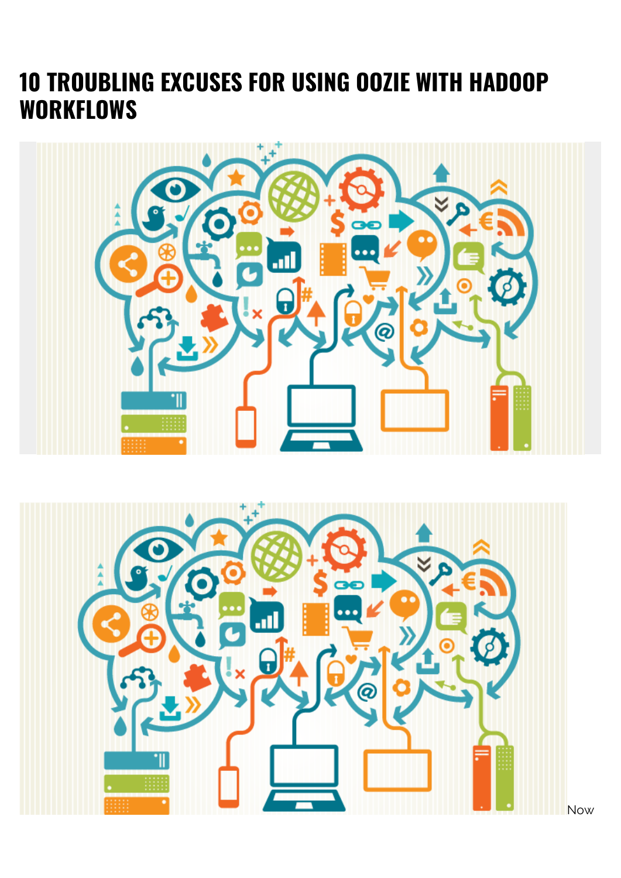# 10 TROUBLING EXCUSES FOR USING OOZIE WITH HADOOP WORKFLOWS

Now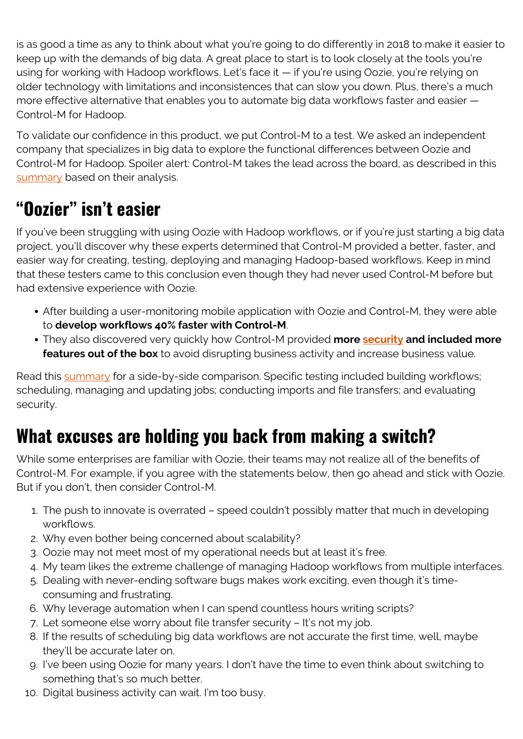is as good a time as any to think about what you're going to do differently in 2018 to make it easier to keep up with the demands of big data. A great place to start is to look closely at the tools you're using for working with Hadoop workflows. Let's face it — if you're using Oozie, you're relying on older technology with limitations and inconsistences that can slow you down. Plus, there's a much more effective alternative that enables you to automate big data workflows faster and easier — Control-M for Hadoop.

To validate our confidence in this product, we put Control-M to a test. We asked an independent company that specializes in big data to explore the functional differences between Oozie and Control-M for Hadoop. Spoiler alert: Control-M takes the lead across the board, as described in this summary based on their analysis.

## "Oozier" isn't easier

If you've been struggling with using Oozie with Hadoop workflows, or if you're just starting a big data project, you'll discover why these experts determined that Control-M provided a better, faster, and easier way for creating, testing, deploying and managing Hadoop-based workflows. Keep in mind that these testers came to this conclusion even though they had never used Control-M before but had extensive experience with Oozie.

- After building a user-monitoring mobile application with Oozie and Control-M, they were able to **develop workflows 40% faster with Control-M**.
- They also discovered very quickly how Control-M provided **more security and included more features out of the box** to avoid disrupting business activity and increase business value.

Read this summary for a side-by-side comparison. Specific testing included building workflows; scheduling, managing and updating jobs; conducting imports and file transfers; and evaluating security.

## What excuses are holding you back from making a switch?

While some enterprises are familiar with Oozie, their teams may not realize all of the benefits of Control-M. For example, if you agree with the statements below, then go ahead and stick with Oozie. But if you don't, then consider Control-M.

1. The push to innovate is overrated – speed couldn't possibly matter that much in developing workflows.
2. Why even bother being concerned about scalability?
3. Oozie may not meet most of my operational needs but at least it's free.
4. My team likes the extreme challenge of managing Hadoop workflows from multiple interfaces.
5. Dealing with never-ending software bugs makes work exciting, even though it's time-consuming and frustrating.
6. Why leverage automation when I can spend countless hours writing scripts?
7. Let someone else worry about file transfer security – It's not my job.
8. If the results of scheduling big data workflows are not accurate the first time, well, maybe they'll be accurate later on.
9. I've been using Oozie for many years. I don't have the time to even think about switching to something that's so much better.
10. Digital business activity can wait. I'm too busy.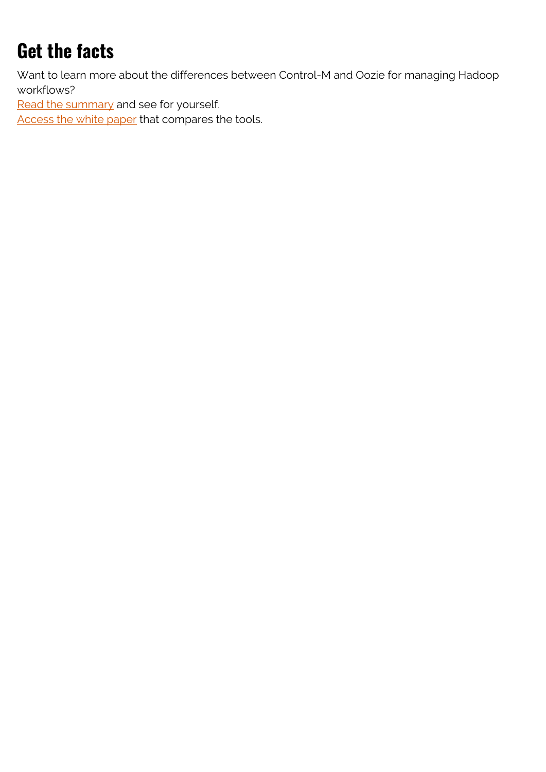## Get the facts

Want to learn more about the differences between Control-M and Oozie for managing Hadoop workflows?

Read the summary and see for yourself.

Access the white paper that compares the tools.